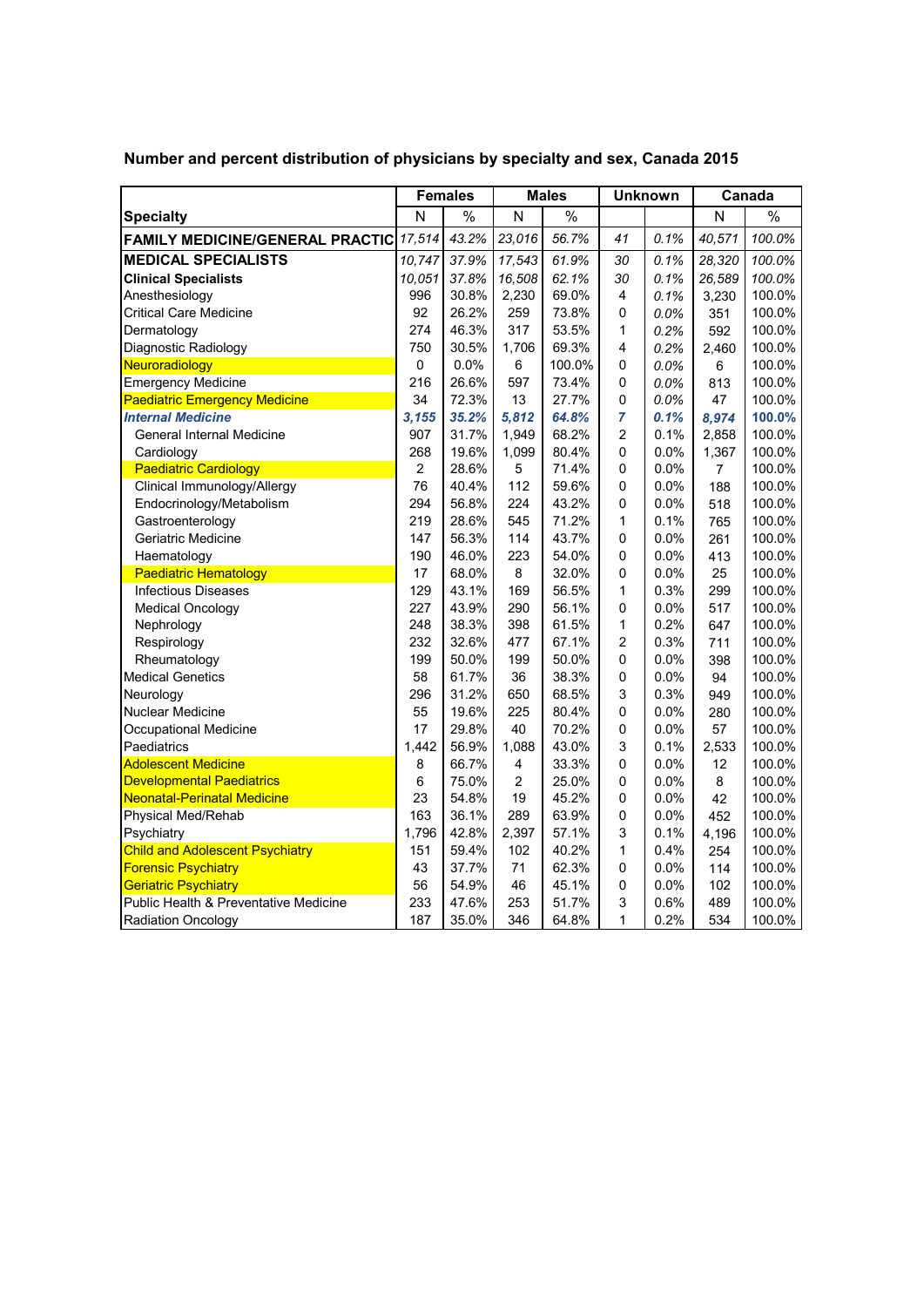## Number and percent distribution of physicians by specialty and sex, Canada 2015

| Specialty | Females | | Males | | Unknown | | Canada | |
|---|---|---|---|---|---|---|---|---|
| | N | % | N | % | | | N | % |
| **FAMILY MEDICINE/GENERAL PRACTIC** | *17,514* | *43.2%* | *23,016* | *56.7%* | *41* | *0.1%* | *40,571* | *100.0%* |
| **MEDICAL SPECIALISTS** | *10,747* | *37.9%* | *17,543* | *61.9%* | *30* | *0.1%* | *28,320* | *100.0%* |
| **Clinical Specialists** | *10,051* | *37.8%* | *16,508* | *62.1%* | *30* | *0.1%* | *26,589* | *100.0%* |
| Anesthesiology | 996 | 30.8% | 2,230 | 69.0% | 4 | *0.1%* | 3,230 | 100.0% |
| Critical Care Medicine | 92 | 26.2% | 259 | 73.8% | 0 | *0.0%* | 351 | 100.0% |
| Dermatology | 274 | 46.3% | 317 | 53.5% | 1 | *0.2%* | 592 | 100.0% |
| Diagnostic Radiology | 750 | 30.5% | 1,706 | 69.3% | 4 | *0.2%* | 2,460 | 100.0% |
| Neuroradiology | 0 | 0.0% | 6 | 100.0% | 0 | *0.0%* | 6 | 100.0% |
| Emergency Medicine | 216 | 26.6% | 597 | 73.4% | 0 | *0.0%* | 813 | 100.0% |
| Paediatric Emergency Medicine | 34 | 72.3% | 13 | 27.7% | 0 | *0.0%* | 47 | 100.0% |
| ***Internal Medicine*** | ***3,155*** | ***35.2%*** | ***5,812*** | ***64.8%*** | ***7*** | ***0.1%*** | ***8,974*** | **100.0%** |
| General Internal Medicine | 907 | 31.7% | 1,949 | 68.2% | 2 | 0.1% | 2,858 | 100.0% |
| Cardiology | 268 | 19.6% | 1,099 | 80.4% | 0 | 0.0% | 1,367 | 100.0% |
| Paediatric Cardiology | 2 | 28.6% | 5 | 71.4% | 0 | 0.0% | 7 | 100.0% |
| Clinical Immunology/Allergy | 76 | 40.4% | 112 | 59.6% | 0 | 0.0% | 188 | 100.0% |
| Endocrinology/Metabolism | 294 | 56.8% | 224 | 43.2% | 0 | 0.0% | 518 | 100.0% |
| Gastroenterology | 219 | 28.6% | 545 | 71.2% | 1 | 0.1% | 765 | 100.0% |
| Geriatric Medicine | 147 | 56.3% | 114 | 43.7% | 0 | 0.0% | 261 | 100.0% |
| Haematology | 190 | 46.0% | 223 | 54.0% | 0 | 0.0% | 413 | 100.0% |
| Paediatric Hematology | 17 | 68.0% | 8 | 32.0% | 0 | 0.0% | 25 | 100.0% |
| Infectious Diseases | 129 | 43.1% | 169 | 56.5% | 1 | 0.3% | 299 | 100.0% |
| Medical Oncology | 227 | 43.9% | 290 | 56.1% | 0 | 0.0% | 517 | 100.0% |
| Nephrology | 248 | 38.3% | 398 | 61.5% | 1 | 0.2% | 647 | 100.0% |
| Respirology | 232 | 32.6% | 477 | 67.1% | 2 | 0.3% | 711 | 100.0% |
| Rheumatology | 199 | 50.0% | 199 | 50.0% | 0 | 0.0% | 398 | 100.0% |
| Medical Genetics | 58 | 61.7% | 36 | 38.3% | 0 | 0.0% | 94 | 100.0% |
| Neurology | 296 | 31.2% | 650 | 68.5% | 3 | 0.3% | 949 | 100.0% |
| Nuclear Medicine | 55 | 19.6% | 225 | 80.4% | 0 | 0.0% | 280 | 100.0% |
| Occupational Medicine | 17 | 29.8% | 40 | 70.2% | 0 | 0.0% | 57 | 100.0% |
| Paediatrics | 1,442 | 56.9% | 1,088 | 43.0% | 3 | 0.1% | 2,533 | 100.0% |
| Adolescent Medicine | 8 | 66.7% | 4 | 33.3% | 0 | 0.0% | 12 | 100.0% |
| Developmental Paediatrics | 6 | 75.0% | 2 | 25.0% | 0 | 0.0% | 8 | 100.0% |
| Neonatal-Perinatal Medicine | 23 | 54.8% | 19 | 45.2% | 0 | 0.0% | 42 | 100.0% |
| Physical Med/Rehab | 163 | 36.1% | 289 | 63.9% | 0 | 0.0% | 452 | 100.0% |
| Psychiatry | 1,796 | 42.8% | 2,397 | 57.1% | 3 | 0.1% | 4,196 | 100.0% |
| Child and Adolescent Psychiatry | 151 | 59.4% | 102 | 40.2% | 1 | 0.4% | 254 | 100.0% |
| Forensic Psychiatry | 43 | 37.7% | 71 | 62.3% | 0 | 0.0% | 114 | 100.0% |
| Geriatric Psychiatry | 56 | 54.9% | 46 | 45.1% | 0 | 0.0% | 102 | 100.0% |
| Public Health & Preventative Medicine | 233 | 47.6% | 253 | 51.7% | 3 | 0.6% | 489 | 100.0% |
| Radiation Oncology | 187 | 35.0% | 346 | 64.8% | 1 | 0.2% | 534 | 100.0% |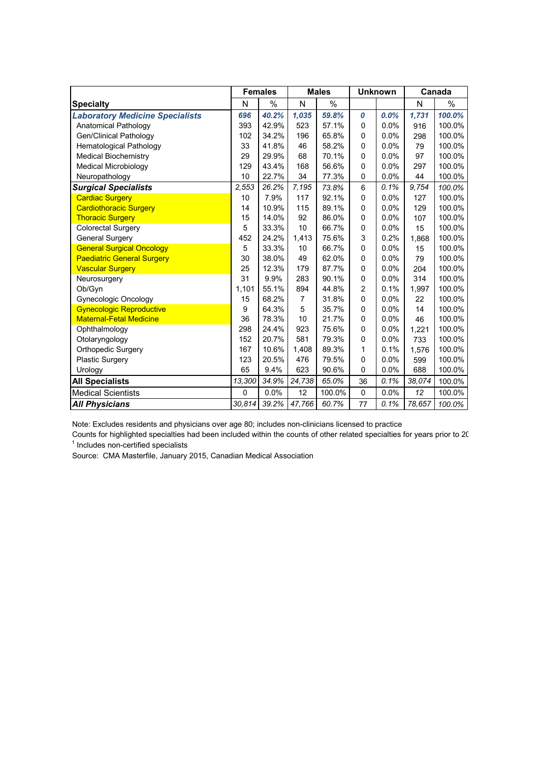| Specialty | Females | | Males | | Unknown | | Canada | |
|---|---|---|---|---|---|---|---|---|
| | N | % | N | % | | | N | % |
| ***Laboratory Medicine Specialists*** | ***696*** | ***40.2%*** | ***1,035*** | ***59.8%*** | ***0*** | ***0.0%*** | ***1,731*** | ***100.0%*** |
| Anatomical Pathology | 393 | 42.9% | 523 | 57.1% | 0 | 0.0% | 916 | 100.0% |
| Gen/Clinical Pathology | 102 | 34.2% | 196 | 65.8% | 0 | 0.0% | 298 | 100.0% |
| Hematological Pathology | 33 | 41.8% | 46 | 58.2% | 0 | 0.0% | 79 | 100.0% |
| Medical Biochemistry | 29 | 29.9% | 68 | 70.1% | 0 | 0.0% | 97 | 100.0% |
| Medical Microbiology | 129 | 43.4% | 168 | 56.6% | 0 | 0.0% | 297 | 100.0% |
| Neuropathology | 10 | 22.7% | 34 | 77.3% | 0 | 0.0% | 44 | 100.0% |
| ***Surgical Specialists*** | *2,553* | *26.2%* | *7,195* | *73.8%* | 6 | *0.1%* | *9,754* | *100.0%* |
| Cardiac Surgery | 10 | 7.9% | 117 | 92.1% | 0 | 0.0% | 127 | 100.0% |
| Cardiothoracic Surgery | 14 | 10.9% | 115 | 89.1% | 0 | 0.0% | 129 | 100.0% |
| Thoracic Surgery | 15 | 14.0% | 92 | 86.0% | 0 | 0.0% | 107 | 100.0% |
| Colorectal Surgery | 5 | 33.3% | 10 | 66.7% | 0 | 0.0% | 15 | 100.0% |
| General Surgery | 452 | 24.2% | 1,413 | 75.6% | 3 | 0.2% | 1,868 | 100.0% |
| General Surgical Oncology | 5 | 33.3% | 10 | 66.7% | 0 | 0.0% | 15 | 100.0% |
| Paediatric General Surgery | 30 | 38.0% | 49 | 62.0% | 0 | 0.0% | 79 | 100.0% |
| Vascular Surgery | 25 | 12.3% | 179 | 87.7% | 0 | 0.0% | 204 | 100.0% |
| Neurosurgery | 31 | 9.9% | 283 | 90.1% | 0 | 0.0% | 314 | 100.0% |
| Ob/Gyn | 1,101 | 55.1% | 894 | 44.8% | 2 | 0.1% | 1,997 | 100.0% |
| Gynecologic Oncology | 15 | 68.2% | 7 | 31.8% | 0 | 0.0% | 22 | 100.0% |
| Gynecologic Reproductive | 9 | 64.3% | 5 | 35.7% | 0 | 0.0% | 14 | 100.0% |
| Maternal-Fetal Medicine | 36 | 78.3% | 10 | 21.7% | 0 | 0.0% | 46 | 100.0% |
| Ophthalmology | 298 | 24.4% | 923 | 75.6% | 0 | 0.0% | 1,221 | 100.0% |
| Otolaryngology | 152 | 20.7% | 581 | 79.3% | 0 | 0.0% | 733 | 100.0% |
| Orthopedic Surgery | 167 | 10.6% | 1,408 | 89.3% | 1 | 0.1% | 1,576 | 100.0% |
| Plastic Surgery | 123 | 20.5% | 476 | 79.5% | 0 | 0.0% | 599 | 100.0% |
| Urology | 65 | 9.4% | 623 | 90.6% | 0 | 0.0% | 688 | 100.0% |
| **All Specialists** | *13,300* | *34.9%* | *24,738* | *65.0%* | 36 | *0.1%* | *38,074* | 100.0% |
| Medical Scientists | 0 | 0.0% | 12 | 100.0% | 0 | 0.0% | *12* | 100.0% |
| ***All Physicians*** | *30,814* | *39.2%* | *47,766* | *60.7%* | 77 | *0.1%* | *78,657* | *100.0%* |

Note: Excludes residents and physicians over age 80; includes non-clinicians licensed to practice

Counts for highlighted specialties had been included within the counts of other related specialties for years prior to 20

[1] Includes non-certified specialists

Source: CMA Masterfile, January 2015, Canadian Medical Association